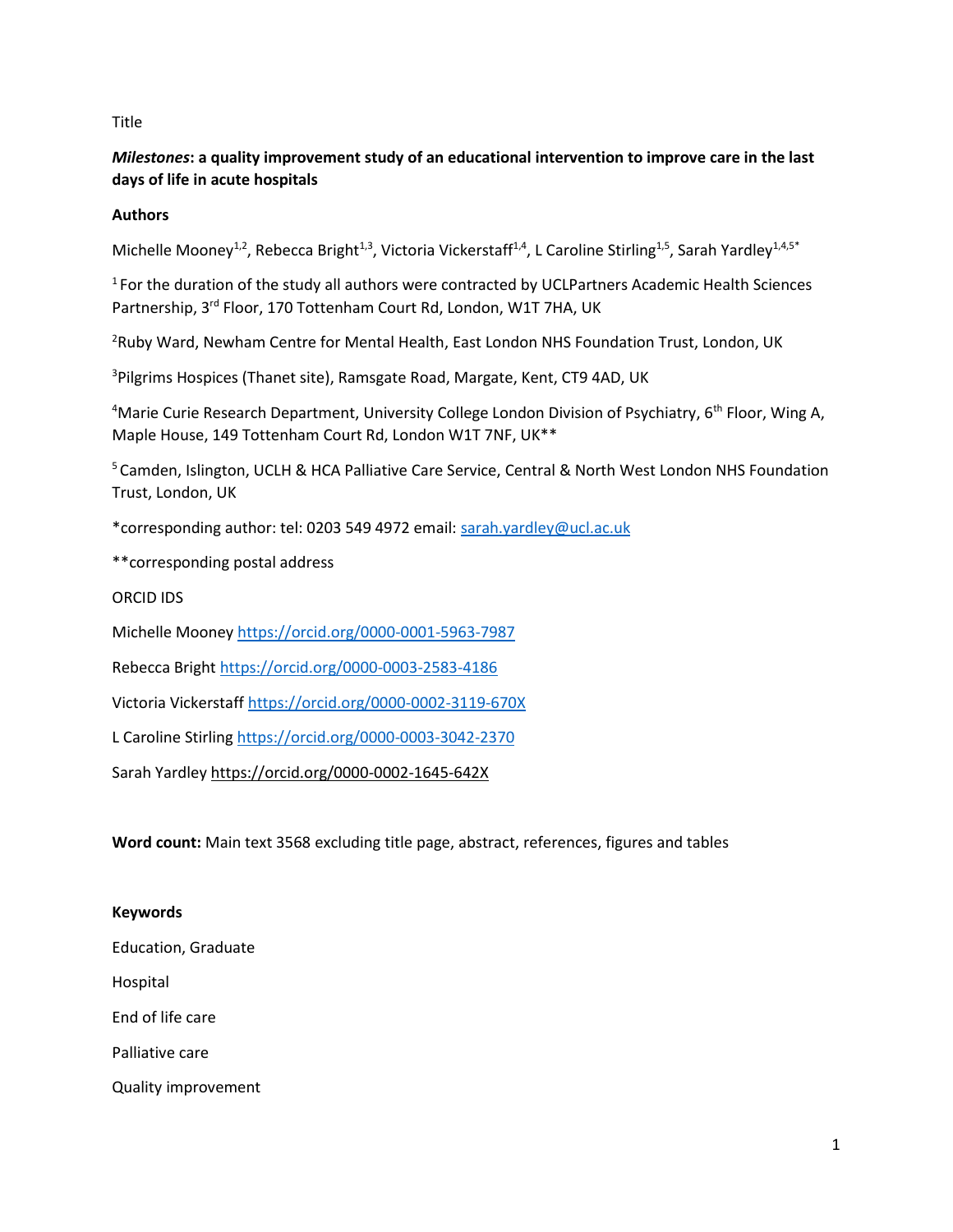Title

***Milestones*: a quality improvement study of an educational intervention to improve care in the last days of life in acute hospitals**

**Authors**

Michelle Mooney[1,2], Rebecca Bright[1,3], Victoria Vickerstaff[1,4], L Caroline Stirling[1,5], Sarah Yardley[1,4,5*]

[1] For the duration of the study all authors were contracted by UCLPartners Academic Health Sciences Partnership, 3rd Floor, 170 Tottenham Court Rd, London, W1T 7HA, UK

[2]Ruby Ward, Newham Centre for Mental Health, East London NHS Foundation Trust, London, UK

[3]Pilgrims Hospices (Thanet site), Ramsgate Road, Margate, Kent, CT9 4AD, UK

[4]Marie Curie Research Department, University College London Division of Psychiatry, 6th Floor, Wing A, Maple House, 149 Tottenham Court Rd, London W1T 7NF, UK**

[5] Camden, Islington, UCLH & HCA Palliative Care Service, Central & North West London NHS Foundation Trust, London, UK

*corresponding author: tel: 0203 549 4972 email: sarah.yardley@ucl.ac.uk

**corresponding postal address

ORCID IDS

Michelle Mooney https://orcid.org/0000-0001-5963-7987

Rebecca Bright https://orcid.org/0000-0003-2583-4186

Victoria Vickerstaff https://orcid.org/0000-0002-3119-670X

L Caroline Stirling https://orcid.org/0000-0003-3042-2370

Sarah Yardley https://orcid.org/0000-0002-1645-642X

**Word count:** Main text 3568 excluding title page, abstract, references, figures and tables

**Keywords**

Education, Graduate

Hospital

End of life care

Palliative care

Quality improvement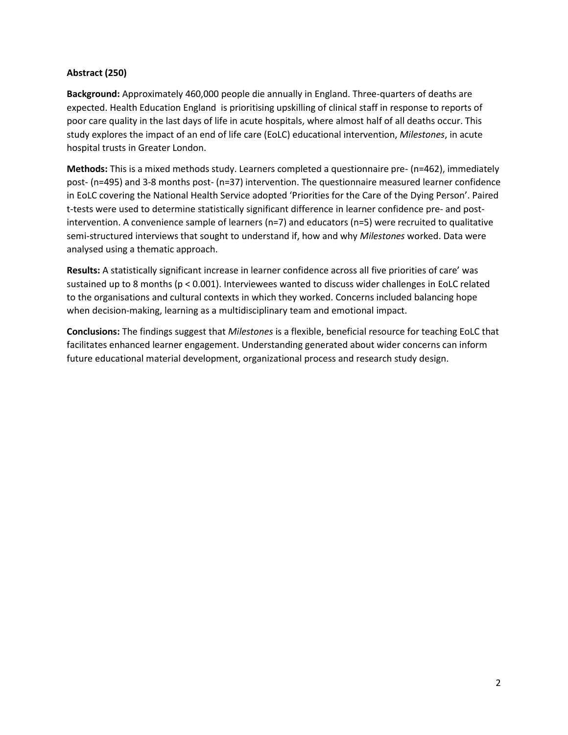**Abstract (250)**

**Background:** Approximately 460,000 people die annually in England. Three-quarters of deaths are expected. Health Education England is prioritising upskilling of clinical staff in response to reports of poor care quality in the last days of life in acute hospitals, where almost half of all deaths occur. This study explores the impact of an end of life care (EoLC) educational intervention, *Milestones*, in acute hospital trusts in Greater London.

**Methods:** This is a mixed methods study. Learners completed a questionnaire pre- (n=462), immediately post- (n=495) and 3-8 months post- (n=37) intervention. The questionnaire measured learner confidence in EoLC covering the National Health Service adopted 'Priorities for the Care of the Dying Person'. Paired t-tests were used to determine statistically significant difference in learner confidence pre- and post-intervention. A convenience sample of learners (n=7) and educators (n=5) were recruited to qualitative semi-structured interviews that sought to understand if, how and why *Milestones* worked. Data were analysed using a thematic approach.

**Results:** A statistically significant increase in learner confidence across all five priorities of care' was sustained up to 8 months ($p < 0.001$). Interviewees wanted to discuss wider challenges in EoLC related to the organisations and cultural contexts in which they worked. Concerns included balancing hope when decision-making, learning as a multidisciplinary team and emotional impact.

**Conclusions:** The findings suggest that *Milestones* is a flexible, beneficial resource for teaching EoLC that facilitates enhanced learner engagement. Understanding generated about wider concerns can inform future educational material development, organizational process and research study design.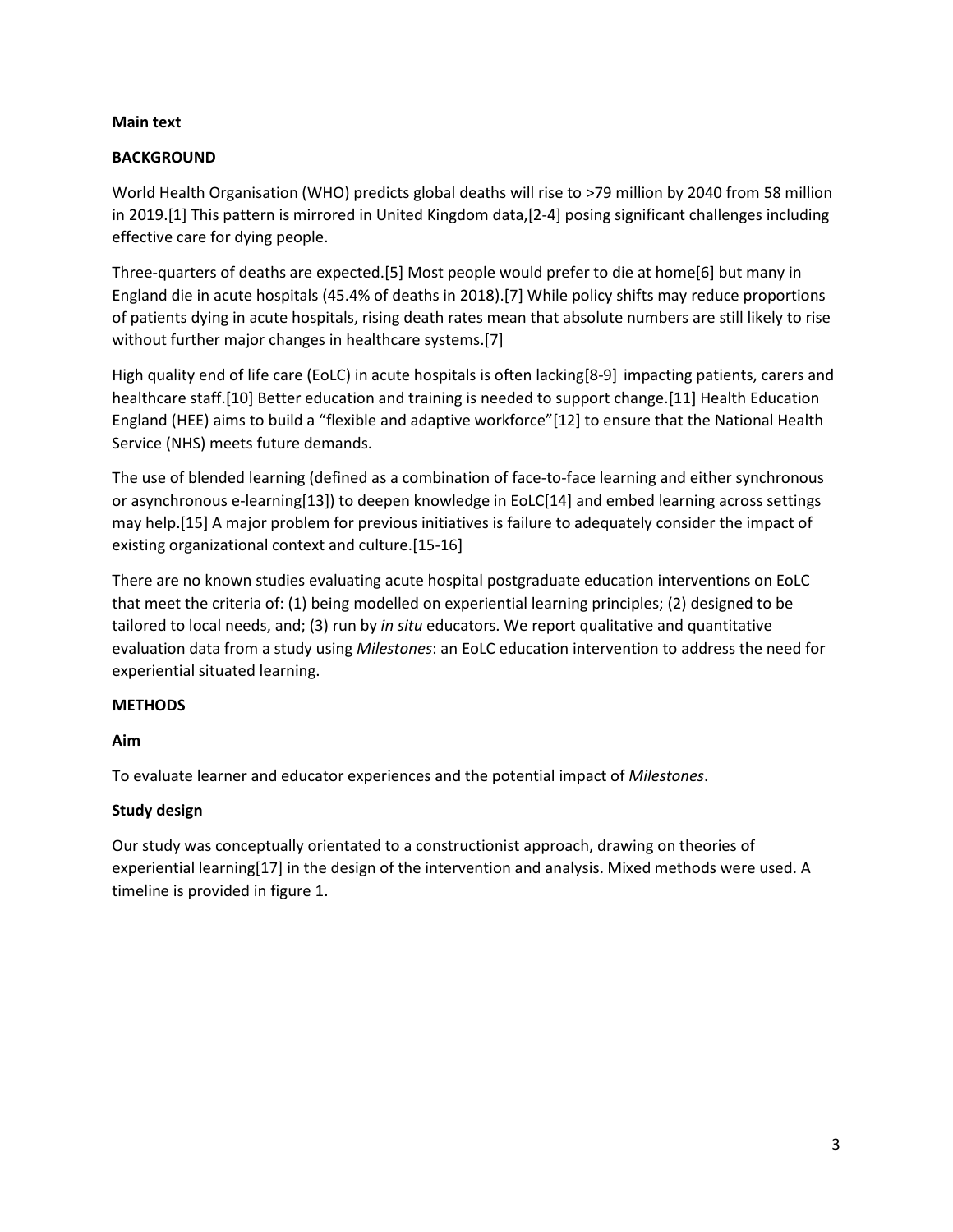**Main text**

## BACKGROUND

World Health Organisation (WHO) predicts global deaths will rise to >79 million by 2040 from 58 million in 2019.[1] This pattern is mirrored in United Kingdom data,[2-4] posing significant challenges including effective care for dying people.

Three-quarters of deaths are expected.[5] Most people would prefer to die at home[6] but many in England die in acute hospitals (45.4% of deaths in 2018).[7] While policy shifts may reduce proportions of patients dying in acute hospitals, rising death rates mean that absolute numbers are still likely to rise without further major changes in healthcare systems.[7]

High quality end of life care (EoLC) in acute hospitals is often lacking[8-9] impacting patients, carers and healthcare staff.[10] Better education and training is needed to support change.[11] Health Education England (HEE) aims to build a "flexible and adaptive workforce"[12] to ensure that the National Health Service (NHS) meets future demands.

The use of blended learning (defined as a combination of face-to-face learning and either synchronous or asynchronous e-learning[13]) to deepen knowledge in EoLC[14] and embed learning across settings may help.[15] A major problem for previous initiatives is failure to adequately consider the impact of existing organizational context and culture.[15-16]

There are no known studies evaluating acute hospital postgraduate education interventions on EoLC that meet the criteria of: (1) being modelled on experiential learning principles; (2) designed to be tailored to local needs, and; (3) run by *in situ* educators. We report qualitative and quantitative evaluation data from a study using *Milestones*: an EoLC education intervention to address the need for experiential situated learning.

## METHODS

### Aim

To evaluate learner and educator experiences and the potential impact of *Milestones*.

### Study design

Our study was conceptually orientated to a constructionist approach, drawing on theories of experiential learning[17] in the design of the intervention and analysis. Mixed methods were used. A timeline is provided in figure 1.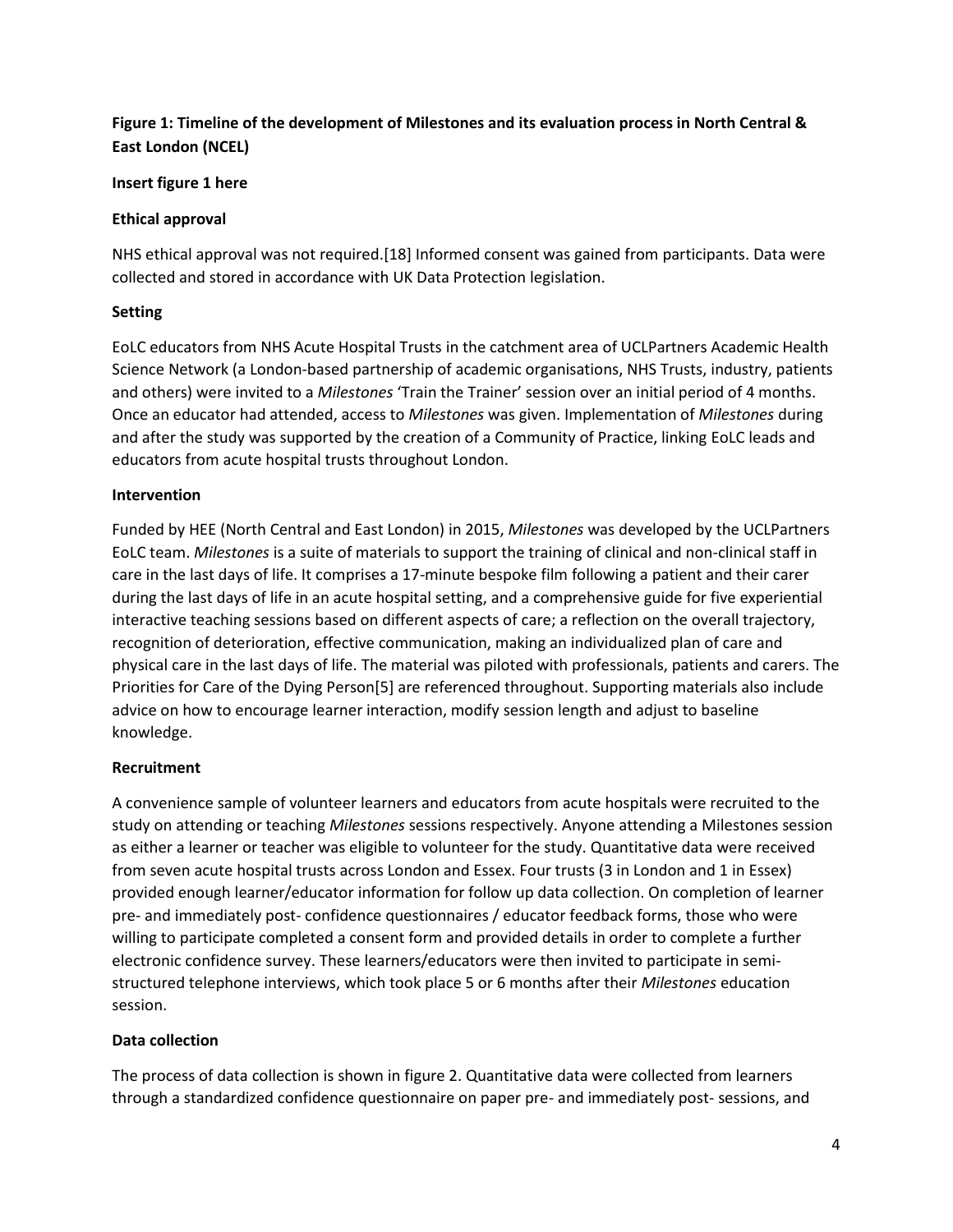**Figure 1: Timeline of the development of Milestones and its evaluation process in North Central & East London (NCEL)**

**Insert figure 1 here**

**Ethical approval**

NHS ethical approval was not required.[18] Informed consent was gained from participants. Data were collected and stored in accordance with UK Data Protection legislation.

**Setting**

EoLC educators from NHS Acute Hospital Trusts in the catchment area of UCLPartners Academic Health Science Network (a London-based partnership of academic organisations, NHS Trusts, industry, patients and others) were invited to a *Milestones* 'Train the Trainer' session over an initial period of 4 months. Once an educator had attended, access to *Milestones* was given. Implementation of *Milestones* during and after the study was supported by the creation of a Community of Practice, linking EoLC leads and educators from acute hospital trusts throughout London.

**Intervention**

Funded by HEE (North Central and East London) in 2015, *Milestones* was developed by the UCLPartners EoLC team. *Milestones* is a suite of materials to support the training of clinical and non-clinical staff in care in the last days of life. It comprises a 17-minute bespoke film following a patient and their carer during the last days of life in an acute hospital setting, and a comprehensive guide for five experiential interactive teaching sessions based on different aspects of care; a reflection on the overall trajectory, recognition of deterioration, effective communication, making an individualized plan of care and physical care in the last days of life. The material was piloted with professionals, patients and carers. The Priorities for Care of the Dying Person[5] are referenced throughout. Supporting materials also include advice on how to encourage learner interaction, modify session length and adjust to baseline knowledge.

**Recruitment**

A convenience sample of volunteer learners and educators from acute hospitals were recruited to the study on attending or teaching *Milestones* sessions respectively. Anyone attending a Milestones session as either a learner or teacher was eligible to volunteer for the study. Quantitative data were received from seven acute hospital trusts across London and Essex. Four trusts (3 in London and 1 in Essex) provided enough learner/educator information for follow up data collection. On completion of learner pre- and immediately post- confidence questionnaires / educator feedback forms, those who were willing to participate completed a consent form and provided details in order to complete a further electronic confidence survey. These learners/educators were then invited to participate in semi-structured telephone interviews, which took place 5 or 6 months after their *Milestones* education session.

**Data collection**

The process of data collection is shown in figure 2. Quantitative data were collected from learners through a standardized confidence questionnaire on paper pre- and immediately post- sessions, and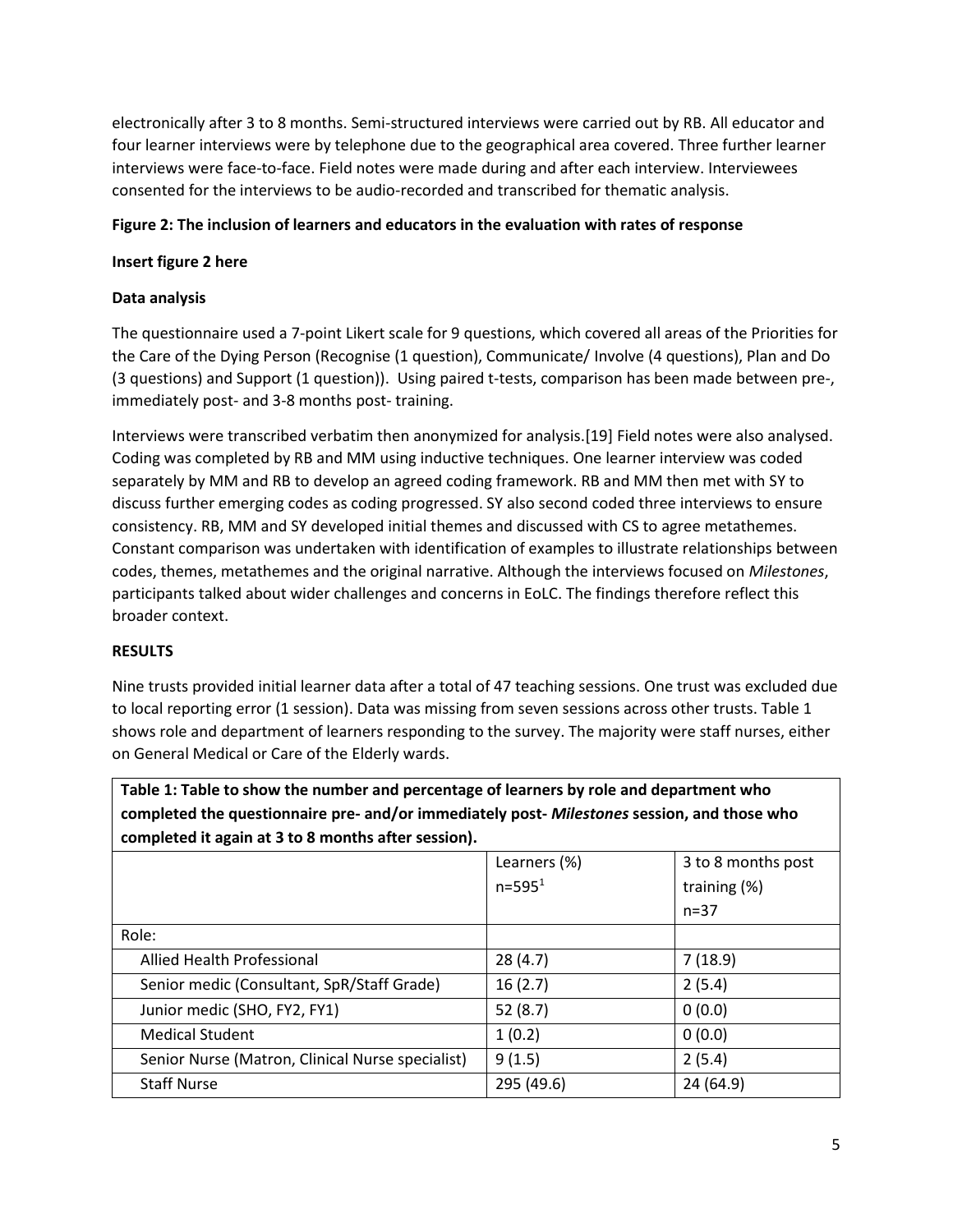electronically after 3 to 8 months. Semi-structured interviews were carried out by RB. All educator and four learner interviews were by telephone due to the geographical area covered. Three further learner interviews were face-to-face. Field notes were made during and after each interview. Interviewees consented for the interviews to be audio-recorded and transcribed for thematic analysis.

**Figure 2: The inclusion of learners and educators in the evaluation with rates of response**

**Insert figure 2 here**

**Data analysis**

The questionnaire used a 7-point Likert scale for 9 questions, which covered all areas of the Priorities for the Care of the Dying Person (Recognise (1 question), Communicate/ Involve (4 questions), Plan and Do (3 questions) and Support (1 question)). Using paired t-tests, comparison has been made between pre-, immediately post- and 3-8 months post- training.

Interviews were transcribed verbatim then anonymized for analysis.[19] Field notes were also analysed. Coding was completed by RB and MM using inductive techniques. One learner interview was coded separately by MM and RB to develop an agreed coding framework. RB and MM then met with SY to discuss further emerging codes as coding progressed. SY also second coded three interviews to ensure consistency. RB, MM and SY developed initial themes and discussed with CS to agree metathemes. Constant comparison was undertaken with identification of examples to illustrate relationships between codes, themes, metathemes and the original narrative. Although the interviews focused on *Milestones*, participants talked about wider challenges and concerns in EoLC. The findings therefore reflect this broader context.

**RESULTS**

Nine trusts provided initial learner data after a total of 47 teaching sessions. One trust was excluded due to local reporting error (1 session). Data was missing from seven sessions across other trusts. Table 1 shows role and department of learners responding to the survey. The majority were staff nurses, either on General Medical or Care of the Elderly wards.

**Table 1: Table to show the number and percentage of learners by role and department who completed the questionnaire pre- and/or immediately post- *Milestones* session, and those who completed it again at 3 to 8 months after session).**

| | Learners (%) n=595[1] | 3 to 8 months post training (%) n=37 |
|---|---|---|
| Role: | | |
| Allied Health Professional | 28 (4.7) | 7 (18.9) |
| Senior medic (Consultant, SpR/Staff Grade) | 16 (2.7) | 2 (5.4) |
| Junior medic (SHO, FY2, FY1) | 52 (8.7) | 0 (0.0) |
| Medical Student | 1 (0.2) | 0 (0.0) |
| Senior Nurse (Matron, Clinical Nurse specialist) | 9 (1.5) | 2 (5.4) |
| Staff Nurse | 295 (49.6) | 24 (64.9) |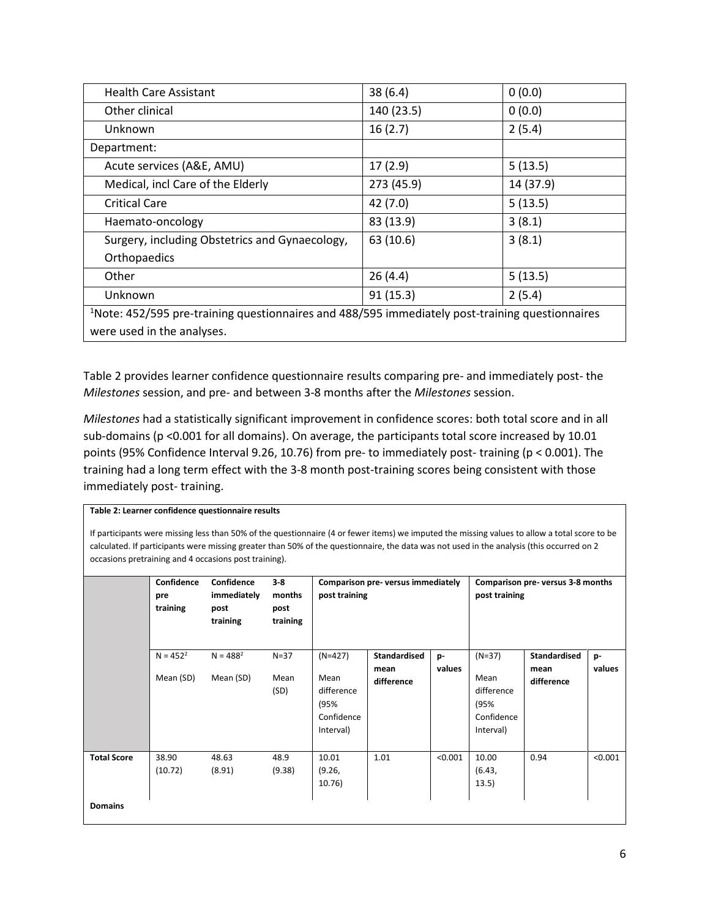| Health Care Assistant | 38 (6.4) | 0 (0.0) |
|---|---|---|
| Other clinical | 140 (23.5) | 0 (0.0) |
| Unknown | 16 (2.7) | 2 (5.4) |
| Department: | | |
| Acute services (A&E, AMU) | 17 (2.9) | 5 (13.5) |
| Medical, incl Care of the Elderly | 273 (45.9) | 14 (37.9) |
| Critical Care | 42 (7.0) | 5 (13.5) |
| Haemato-oncology | 83 (13.9) | 3 (8.1) |
| Surgery, including Obstetrics and Gynaecology, Orthopaedics | 63 (10.6) | 3 (8.1) |
| Other | 26 (4.4) | 5 (13.5) |
| Unknown | 91 (15.3) | 2 (5.4) |

[1]Note: 452/595 pre-training questionnaires and 488/595 immediately post-training questionnaires were used in the analyses.

Table 2 provides learner confidence questionnaire results comparing pre- and immediately post- the *Milestones* session, and pre- and between 3-8 months after the *Milestones* session.

*Milestones* had a statistically significant improvement in confidence scores: both total score and in all sub-domains (p <0.001 for all domains). On average, the participants total score increased by 10.01 points (95% Confidence Interval 9.26, 10.76) from pre- to immediately post- training (p < 0.001). The training had a long term effect with the 3-8 month post-training scores being consistent with those immediately post- training.

**Table 2: Learner confidence questionnaire results**

If participants were missing less than 50% of the questionnaire (4 or fewer items) we imputed the missing values to allow a total score to be calculated. If participants were missing greater than 50% of the questionnaire, the data was not used in the analysis (this occurred on 2 occasions pretraining and 4 occasions post training).

| | Confidence pre training | Confidence immediately post training | 3-8 months post training | Comparison pre- versus immediately post training | | | Comparison pre- versus 3-8 months post training | | |
|---|---|---|---|---|---|---|---|---|---|
| | N = 452[2] Mean (SD) | N = 488[2] Mean (SD) | N=37 Mean (SD) | (N=427) Mean difference (95% Confidence Interval) | Standardised mean difference | p-values | (N=37) Mean difference (95% Confidence Interval) | Standardised mean difference | p-values |
| **Total Score** | 38.90 (10.72) | 48.63 (8.91) | 48.9 (9.38) | 10.01 (9.26, 10.76) | 1.01 | <0.001 | 10.00 (6.43, 13.5) | 0.94 | <0.001 |
| **Domains** | | | | | | | | | |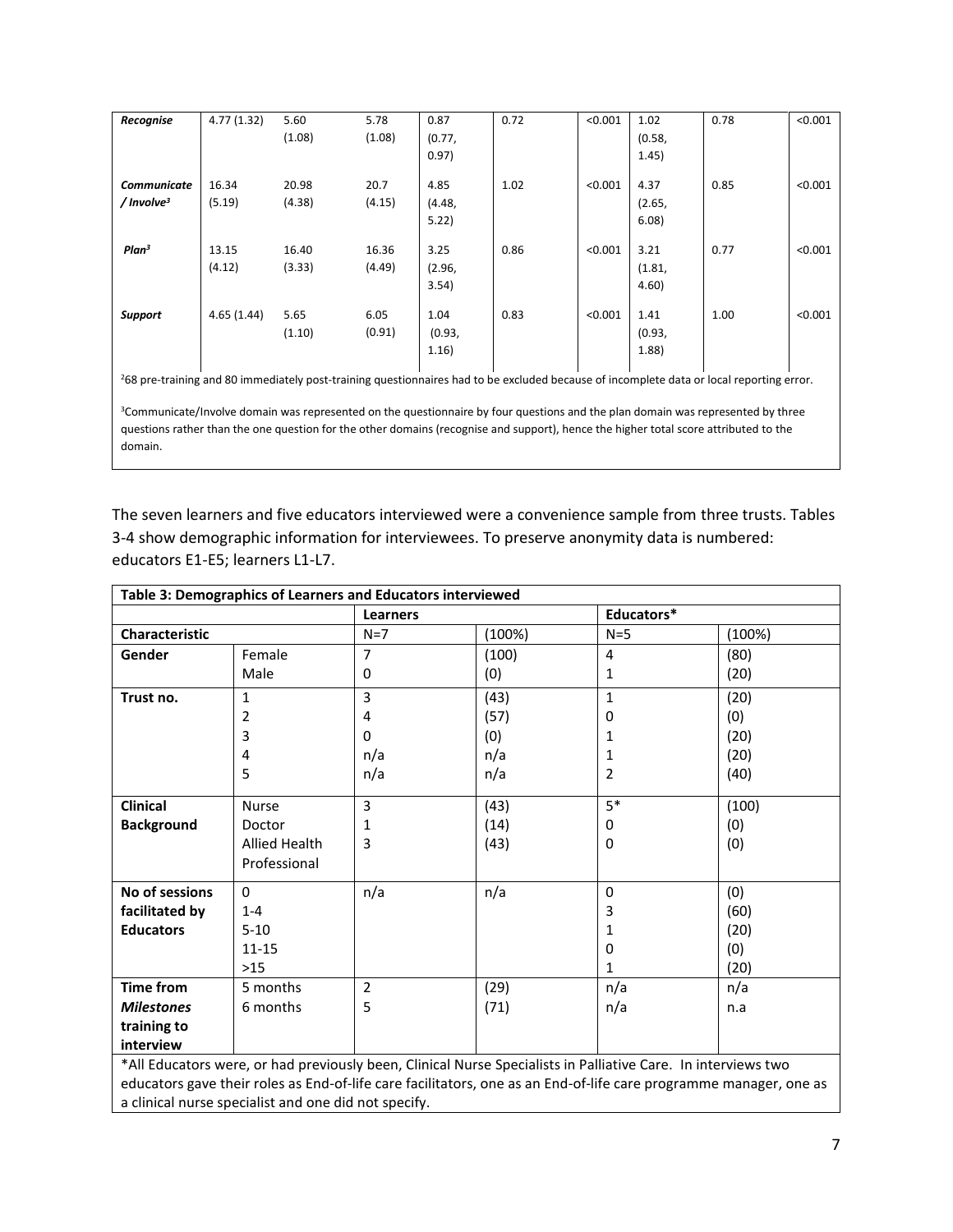| | | | | | | | | | |
|---|---|---|---|---|---|---|---|---|---|
| ***Recognise*** | 4.77 (1.32) | 5.60 (1.08) | 5.78 (1.08) | 0.87 (0.77, 0.97) | 0.72 | <0.001 | 1.02 (0.58, 1.45) | 0.78 | <0.001 |
| ***Communicate / Involve***[3] | 16.34 (5.19) | 20.98 (4.38) | 20.7 (4.15) | 4.85 (4.48, 5.22) | 1.02 | <0.001 | 4.37 (2.65, 6.08) | 0.85 | <0.001 |
| ***Plan***[3] | 13.15 (4.12) | 16.40 (3.33) | 16.36 (4.49) | 3.25 (2.96, 3.54) | 0.86 | <0.001 | 3.21 (1.81, 4.60) | 0.77 | <0.001 |
| ***Support*** | 4.65 (1.44) | 5.65 (1.10) | 6.05 (0.91) | 1.04 (0.93, 1.16) | 0.83 | <0.001 | 1.41 (0.93, 1.88) | 1.00 | <0.001 |

[2]68 pre-training and 80 immediately post-training questionnaires had to be excluded because of incomplete data or local reporting error.

[3]Communicate/Involve domain was represented on the questionnaire by four questions and the plan domain was represented by three questions rather than the one question for the other domains (recognise and support), hence the higher total score attributed to the domain.

The seven learners and five educators interviewed were a convenience sample from three trusts. Tables 3-4 show demographic information for interviewees. To preserve anonymity data is numbered: educators E1-E5; learners L1-L7.

| **Table 3: Demographics of Learners and Educators interviewed** | | | | | |
|---|---|---|---|---|---|
| | | **Learners** | | **Educators\*** | |
| **Characteristic** | | N=7 | (100%) | N=5 | (100%) |
| **Gender** | Female | 7 | (100) | 4 | (80) |
| | Male | 0 | (0) | 1 | (20) |
| **Trust no.** | 1 | 3 | (43) | 1 | (20) |
| | 2 | 4 | (57) | 0 | (0) |
| | 3 | 0 | (0) | 1 | (20) |
| | 4 | n/a | n/a | 1 | (20) |
| | 5 | n/a | n/a | 2 | (40) |
| **Clinical Background** | Nurse | 3 | (43) | 5\* | (100) |
| | Doctor | 1 | (14) | 0 | (0) |
| | Allied Health Professional | 3 | (43) | 0 | (0) |
| **No of sessions facilitated by Educators** | 0 | n/a | n/a | 0 | (0) |
| | 1-4 | | | 3 | (60) |
| | 5-10 | | | 1 | (20) |
| | 11-15 | | | 0 | (0) |
| | >15 | | | 1 | (20) |
| **Time from *Milestones* training to interview** | 5 months | 2 | (29) | n/a | n/a |
| | 6 months | 5 | (71) | n/a | n.a |

\*All Educators were, or had previously been, Clinical Nurse Specialists in Palliative Care. In interviews two educators gave their roles as End-of-life care facilitators, one as an End-of-life care programme manager, one as a clinical nurse specialist and one did not specify.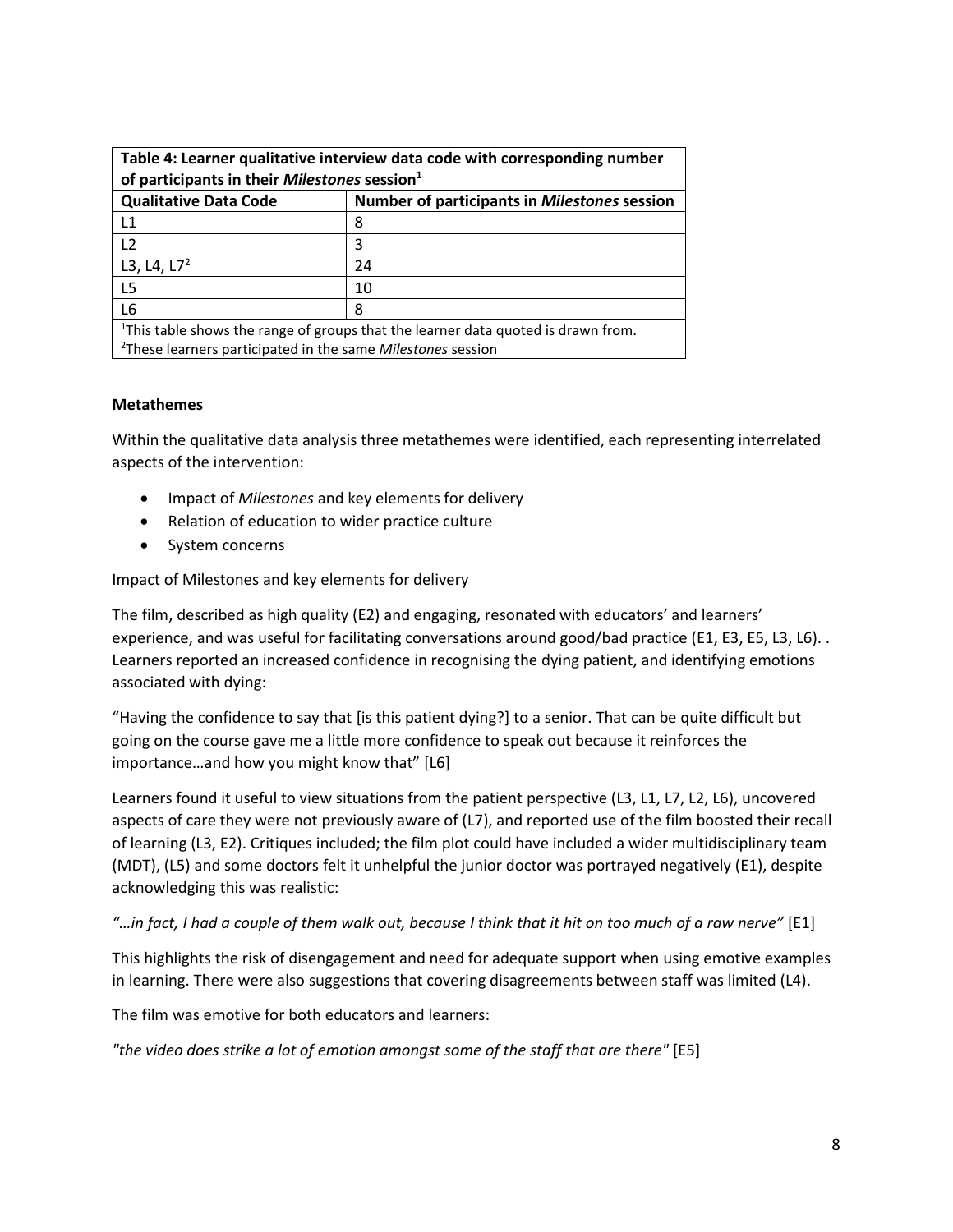| **Table 4: Learner qualitative interview data code with corresponding number of participants in their *Milestones* session[1]** | |
|---|---|
| **Qualitative Data Code** | **Number of participants in *Milestones* session** |
| L1 | 8 |
| L2 | 3 |
| L3, L4, L7[2] | 24 |
| L5 | 10 |
| L6 | 8 |

[1]This table shows the range of groups that the learner data quoted is drawn from.
[2]These learners participated in the same *Milestones* session

**Metathemes**

Within the qualitative data analysis three metathemes were identified, each representing interrelated aspects of the intervention:

- Impact of *Milestones* and key elements for delivery
- Relation of education to wider practice culture
- System concerns

Impact of Milestones and key elements for delivery

The film, described as high quality (E2) and engaging, resonated with educators' and learners' experience, and was useful for facilitating conversations around good/bad practice (E1, E3, E5, L3, L6). . Learners reported an increased confidence in recognising the dying patient, and identifying emotions associated with dying:

"Having the confidence to say that [is this patient dying?] to a senior. That can be quite difficult but going on the course gave me a little more confidence to speak out because it reinforces the importance…and how you might know that" [L6]

Learners found it useful to view situations from the patient perspective (L3, L1, L7, L2, L6), uncovered aspects of care they were not previously aware of (L7), and reported use of the film boosted their recall of learning (L3, E2). Critiques included; the film plot could have included a wider multidisciplinary team (MDT), (L5) and some doctors felt it unhelpful the junior doctor was portrayed negatively (E1), despite acknowledging this was realistic:

*"…in fact, I had a couple of them walk out, because I think that it hit on too much of a raw nerve"* [E1]

This highlights the risk of disengagement and need for adequate support when using emotive examples in learning. There were also suggestions that covering disagreements between staff was limited (L4).

The film was emotive for both educators and learners:

*"the video does strike a lot of emotion amongst some of the staff that are there"* [E5]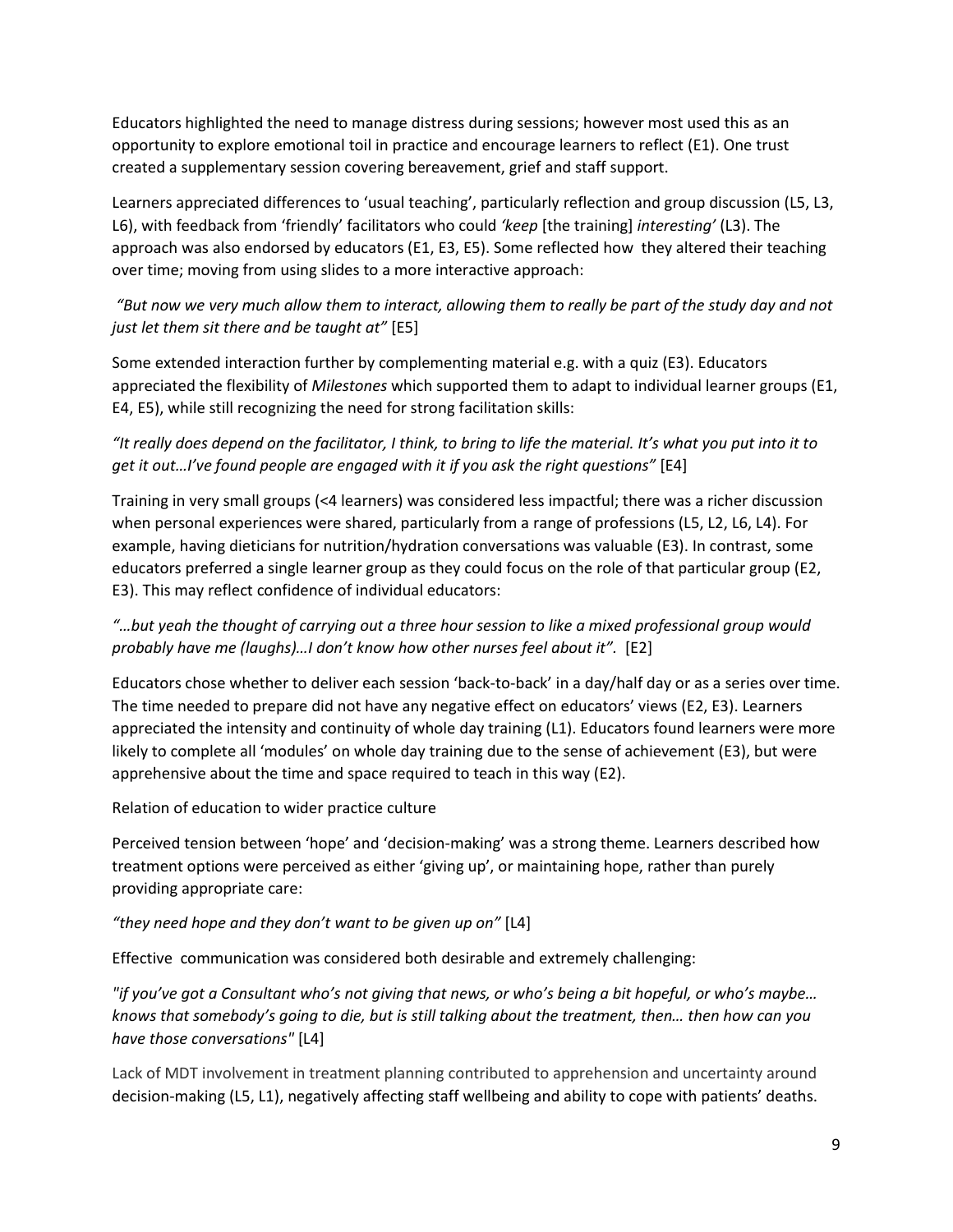Educators highlighted the need to manage distress during sessions; however most used this as an opportunity to explore emotional toil in practice and encourage learners to reflect (E1). One trust created a supplementary session covering bereavement, grief and staff support.

Learners appreciated differences to 'usual teaching', particularly reflection and group discussion (L5, L3, L6), with feedback from 'friendly' facilitators who could *'keep* [the training] *interesting'* (L3). The approach was also endorsed by educators (E1, E3, E5). Some reflected how they altered their teaching over time; moving from using slides to a more interactive approach:

*"But now we very much allow them to interact, allowing them to really be part of the study day and not just let them sit there and be taught at"* [E5]

Some extended interaction further by complementing material e.g. with a quiz (E3). Educators appreciated the flexibility of *Milestones* which supported them to adapt to individual learner groups (E1, E4, E5), while still recognizing the need for strong facilitation skills:

*"It really does depend on the facilitator, I think, to bring to life the material. It's what you put into it to get it out…I've found people are engaged with it if you ask the right questions"* [E4]

Training in very small groups (<4 learners) was considered less impactful; there was a richer discussion when personal experiences were shared, particularly from a range of professions (L5, L2, L6, L4). For example, having dieticians for nutrition/hydration conversations was valuable (E3). In contrast, some educators preferred a single learner group as they could focus on the role of that particular group (E2, E3). This may reflect confidence of individual educators:

*"…but yeah the thought of carrying out a three hour session to like a mixed professional group would probably have me (laughs)…I don't know how other nurses feel about it".* [E2]

Educators chose whether to deliver each session 'back-to-back' in a day/half day or as a series over time. The time needed to prepare did not have any negative effect on educators' views (E2, E3). Learners appreciated the intensity and continuity of whole day training (L1). Educators found learners were more likely to complete all 'modules' on whole day training due to the sense of achievement (E3), but were apprehensive about the time and space required to teach in this way (E2).

Relation of education to wider practice culture

Perceived tension between 'hope' and 'decision-making' was a strong theme. Learners described how treatment options were perceived as either 'giving up', or maintaining hope, rather than purely providing appropriate care:

*"they need hope and they don't want to be given up on"* [L4]

Effective communication was considered both desirable and extremely challenging:

*"if you've got a Consultant who's not giving that news, or who's being a bit hopeful, or who's maybe… knows that somebody's going to die, but is still talking about the treatment, then… then how can you have those conversations"* [L4]

Lack of MDT involvement in treatment planning contributed to apprehension and uncertainty around decision-making (L5, L1), negatively affecting staff wellbeing and ability to cope with patients' deaths.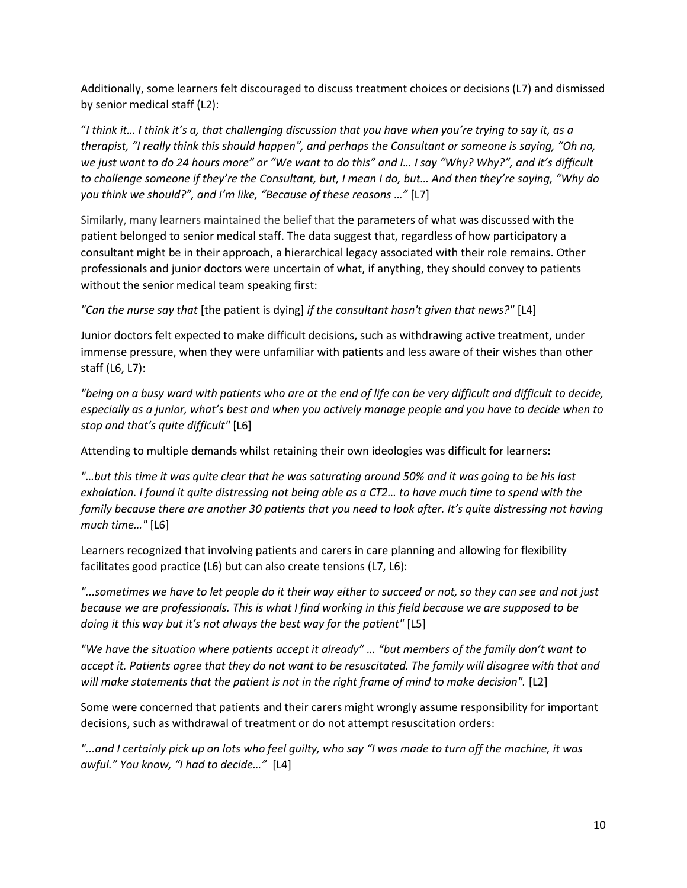Additionally, some learners felt discouraged to discuss treatment choices or decisions (L7) and dismissed by senior medical staff (L2):

"*I think it… I think it's a, that challenging discussion that you have when you're trying to say it, as a therapist, "I really think this should happen", and perhaps the Consultant or someone is saying, "Oh no, we just want to do 24 hours more" or "We want to do this" and I… I say "Why? Why?", and it's difficult to challenge someone if they're the Consultant, but, I mean I do, but… And then they're saying, "Why do you think we should?", and I'm like, "Because of these reasons …"* [L7]

Similarly, many learners maintained the belief that the parameters of what was discussed with the patient belonged to senior medical staff. The data suggest that, regardless of how participatory a consultant might be in their approach, a hierarchical legacy associated with their role remains. Other professionals and junior doctors were uncertain of what, if anything, they should convey to patients without the senior medical team speaking first:

*"Can the nurse say that* [the patient is dying] *if the consultant hasn't given that news?"* [L4]

Junior doctors felt expected to make difficult decisions, such as withdrawing active treatment, under immense pressure, when they were unfamiliar with patients and less aware of their wishes than other staff (L6, L7):

*"being on a busy ward with patients who are at the end of life can be very difficult and difficult to decide, especially as a junior, what's best and when you actively manage people and you have to decide when to stop and that's quite difficult"* [L6]

Attending to multiple demands whilst retaining their own ideologies was difficult for learners:

*"…but this time it was quite clear that he was saturating around 50% and it was going to be his last exhalation. I found it quite distressing not being able as a CT2… to have much time to spend with the family because there are another 30 patients that you need to look after. It's quite distressing not having much time…"* [L6]

Learners recognized that involving patients and carers in care planning and allowing for flexibility facilitates good practice (L6) but can also create tensions (L7, L6):

*"...sometimes we have to let people do it their way either to succeed or not, so they can see and not just because we are professionals. This is what I find working in this field because we are supposed to be doing it this way but it's not always the best way for the patient"* [L5]

*"We have the situation where patients accept it already" … "but members of the family don't want to accept it. Patients agree that they do not want to be resuscitated. The family will disagree with that and will make statements that the patient is not in the right frame of mind to make decision".* [L2]

Some were concerned that patients and their carers might wrongly assume responsibility for important decisions, such as withdrawal of treatment or do not attempt resuscitation orders:

*"...and I certainly pick up on lots who feel guilty, who say "I was made to turn off the machine, it was awful." You know, "I had to decide…"* [L4]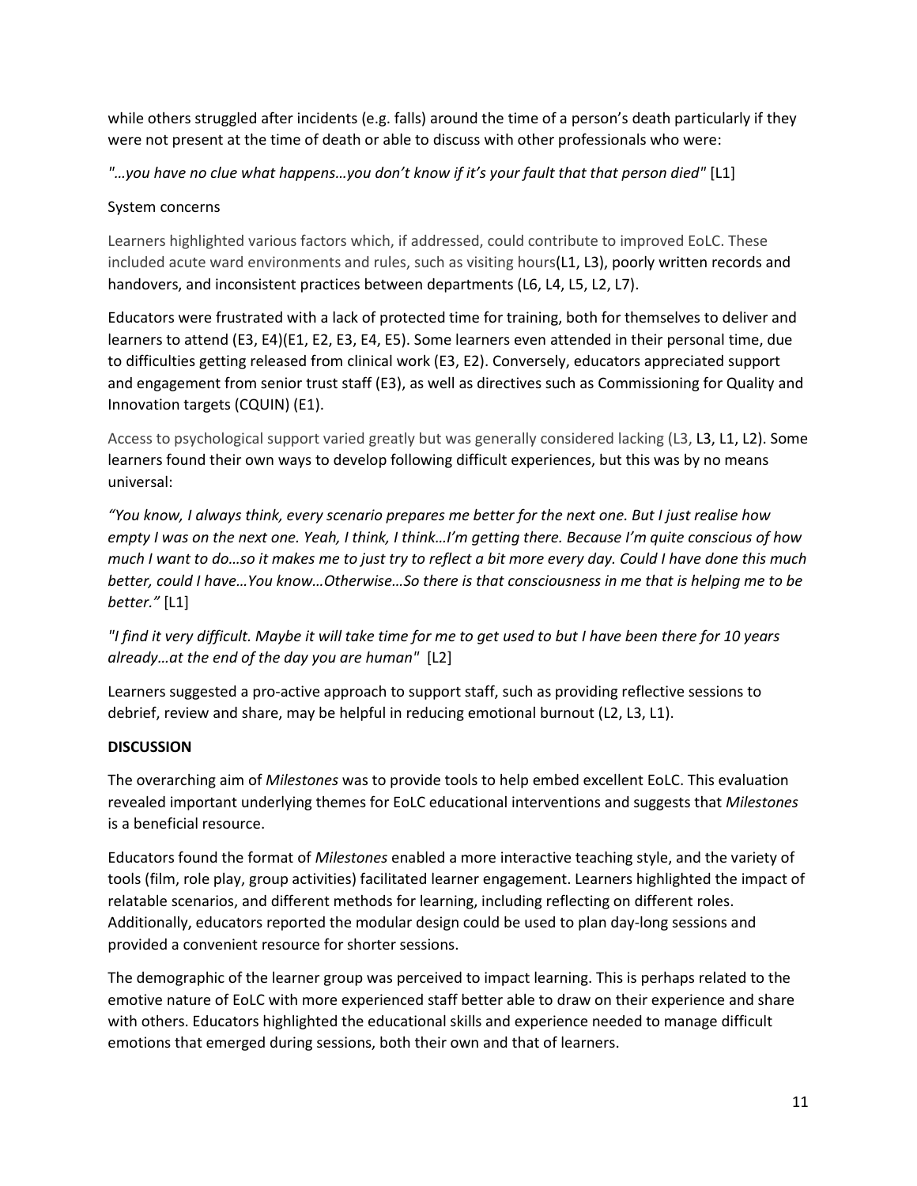while others struggled after incidents (e.g. falls) around the time of a person's death particularly if they were not present at the time of death or able to discuss with other professionals who were:

*"…you have no clue what happens…you don't know if it's your fault that that person died"* [L1]

System concerns

Learners highlighted various factors which, if addressed, could contribute to improved EoLC. These included acute ward environments and rules, such as visiting hours(L1, L3), poorly written records and handovers, and inconsistent practices between departments (L6, L4, L5, L2, L7).

Educators were frustrated with a lack of protected time for training, both for themselves to deliver and learners to attend (E3, E4)(E1, E2, E3, E4, E5). Some learners even attended in their personal time, due to difficulties getting released from clinical work (E3, E2). Conversely, educators appreciated support and engagement from senior trust staff (E3), as well as directives such as Commissioning for Quality and Innovation targets (CQUIN) (E1).

Access to psychological support varied greatly but was generally considered lacking (L3, L3, L1, L2). Some learners found their own ways to develop following difficult experiences, but this was by no means universal:

*"You know, I always think, every scenario prepares me better for the next one. But I just realise how empty I was on the next one. Yeah, I think, I think…I'm getting there. Because I'm quite conscious of how much I want to do…so it makes me to just try to reflect a bit more every day. Could I have done this much better, could I have…You know…Otherwise…So there is that consciousness in me that is helping me to be better."* [L1]

*"I find it very difficult. Maybe it will take time for me to get used to but I have been there for 10 years already…at the end of the day you are human"* [L2]

Learners suggested a pro-active approach to support staff, such as providing reflective sessions to debrief, review and share, may be helpful in reducing emotional burnout (L2, L3, L1).

**DISCUSSION**

The overarching aim of *Milestones* was to provide tools to help embed excellent EoLC. This evaluation revealed important underlying themes for EoLC educational interventions and suggests that *Milestones* is a beneficial resource.

Educators found the format of *Milestones* enabled a more interactive teaching style, and the variety of tools (film, role play, group activities) facilitated learner engagement. Learners highlighted the impact of relatable scenarios, and different methods for learning, including reflecting on different roles. Additionally, educators reported the modular design could be used to plan day-long sessions and provided a convenient resource for shorter sessions.

The demographic of the learner group was perceived to impact learning. This is perhaps related to the emotive nature of EoLC with more experienced staff better able to draw on their experience and share with others. Educators highlighted the educational skills and experience needed to manage difficult emotions that emerged during sessions, both their own and that of learners.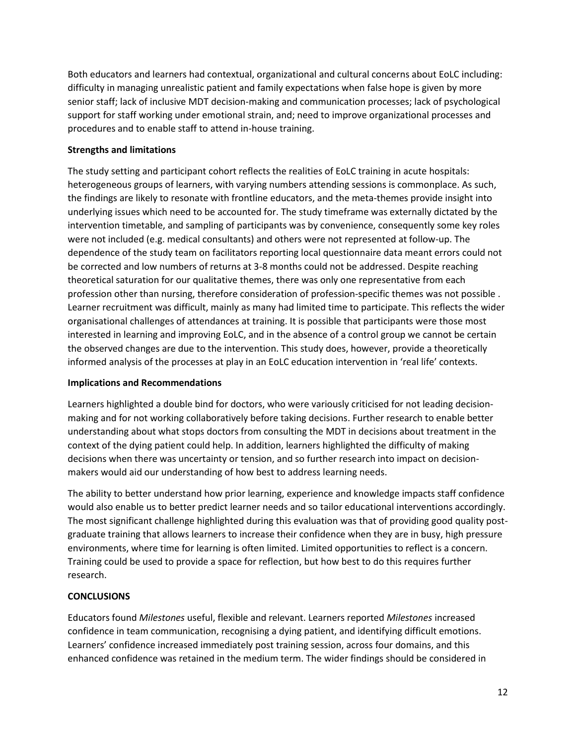Both educators and learners had contextual, organizational and cultural concerns about EoLC including: difficulty in managing unrealistic patient and family expectations when false hope is given by more senior staff; lack of inclusive MDT decision-making and communication processes; lack of psychological support for staff working under emotional strain, and; need to improve organizational processes and procedures and to enable staff to attend in-house training.

**Strengths and limitations**

The study setting and participant cohort reflects the realities of EoLC training in acute hospitals: heterogeneous groups of learners, with varying numbers attending sessions is commonplace. As such, the findings are likely to resonate with frontline educators, and the meta-themes provide insight into underlying issues which need to be accounted for. The study timeframe was externally dictated by the intervention timetable, and sampling of participants was by convenience, consequently some key roles were not included (e.g. medical consultants) and others were not represented at follow-up. The dependence of the study team on facilitators reporting local questionnaire data meant errors could not be corrected and low numbers of returns at 3-8 months could not be addressed. Despite reaching theoretical saturation for our qualitative themes, there was only one representative from each profession other than nursing, therefore consideration of profession-specific themes was not possible . Learner recruitment was difficult, mainly as many had limited time to participate. This reflects the wider organisational challenges of attendances at training. It is possible that participants were those most interested in learning and improving EoLC, and in the absence of a control group we cannot be certain the observed changes are due to the intervention. This study does, however, provide a theoretically informed analysis of the processes at play in an EoLC education intervention in 'real life' contexts.

**Implications and Recommendations**

Learners highlighted a double bind for doctors, who were variously criticised for not leading decision-making and for not working collaboratively before taking decisions. Further research to enable better understanding about what stops doctors from consulting the MDT in decisions about treatment in the context of the dying patient could help. In addition, learners highlighted the difficulty of making decisions when there was uncertainty or tension, and so further research into impact on decision-makers would aid our understanding of how best to address learning needs.

The ability to better understand how prior learning, experience and knowledge impacts staff confidence would also enable us to better predict learner needs and so tailor educational interventions accordingly. The most significant challenge highlighted during this evaluation was that of providing good quality post-graduate training that allows learners to increase their confidence when they are in busy, high pressure environments, where time for learning is often limited. Limited opportunities to reflect is a concern. Training could be used to provide a space for reflection, but how best to do this requires further research.

**CONCLUSIONS**

Educators found *Milestones* useful, flexible and relevant. Learners reported *Milestones* increased confidence in team communication, recognising a dying patient, and identifying difficult emotions. Learners' confidence increased immediately post training session, across four domains, and this enhanced confidence was retained in the medium term. The wider findings should be considered in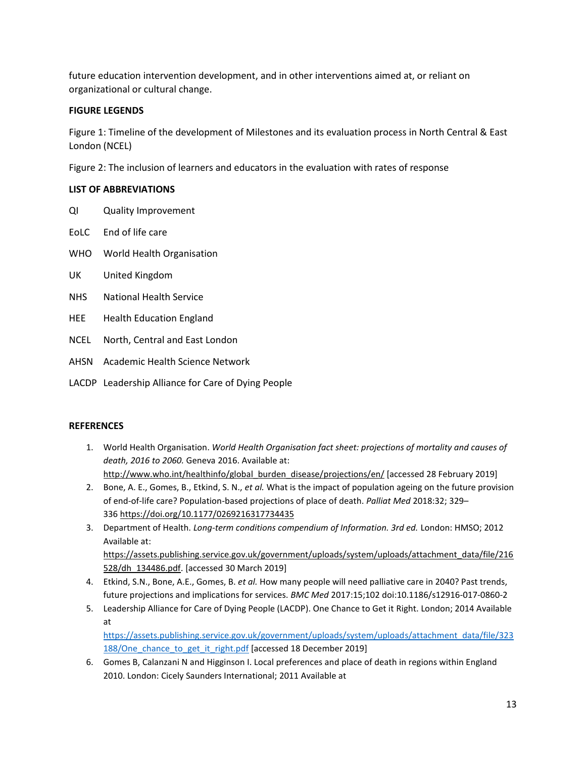future education intervention development, and in other interventions aimed at, or reliant on organizational or cultural change.

**FIGURE LEGENDS**

Figure 1: Timeline of the development of Milestones and its evaluation process in North Central & East London (NCEL)

Figure 2: The inclusion of learners and educators in the evaluation with rates of response

**LIST OF ABBREVIATIONS**

| | |
|---|---|
| QI | Quality Improvement |
| EoLC | End of life care |
| WHO | World Health Organisation |
| UK | United Kingdom |
| NHS | National Health Service |
| HEE | Health Education England |
| NCEL | North, Central and East London |
| AHSN | Academic Health Science Network |
| LACDP | Leadership Alliance for Care of Dying People |

**REFERENCES**

1. World Health Organisation. *World Health Organisation fact sheet: projections of mortality and causes of death, 2016 to 2060.* Geneva 2016. Available at: http://www.who.int/healthinfo/global_burden_disease/projections/en/ [accessed 28 February 2019]
2. Bone, A. E., Gomes, B., Etkind, S. N., *et al.* What is the impact of population ageing on the future provision of end-of-life care? Population-based projections of place of death. *Palliat Med* 2018:32; 329–336 https://doi.org/10.1177/0269216317734435
3. Department of Health. *Long-term conditions compendium of Information. 3rd ed.* London: HMSO; 2012 Available at: https://assets.publishing.service.gov.uk/government/uploads/system/uploads/attachment_data/file/216528/dh_134486.pdf. [accessed 30 March 2019]
4. Etkind, S.N., Bone, A.E., Gomes, B. *et al.* How many people will need palliative care in 2040? Past trends, future projections and implications for services. *BMC Med* 2017:15;102 doi:10.1186/s12916-017-0860-2
5. Leadership Alliance for Care of Dying People (LACDP). One Chance to Get it Right. London; 2014 Available at https://assets.publishing.service.gov.uk/government/uploads/system/uploads/attachment_data/file/323188/One_chance_to_get_it_right.pdf [accessed 18 December 2019]
6. Gomes B, Calanzani N and Higginson I. Local preferences and place of death in regions within England 2010. London: Cicely Saunders International; 2011 Available at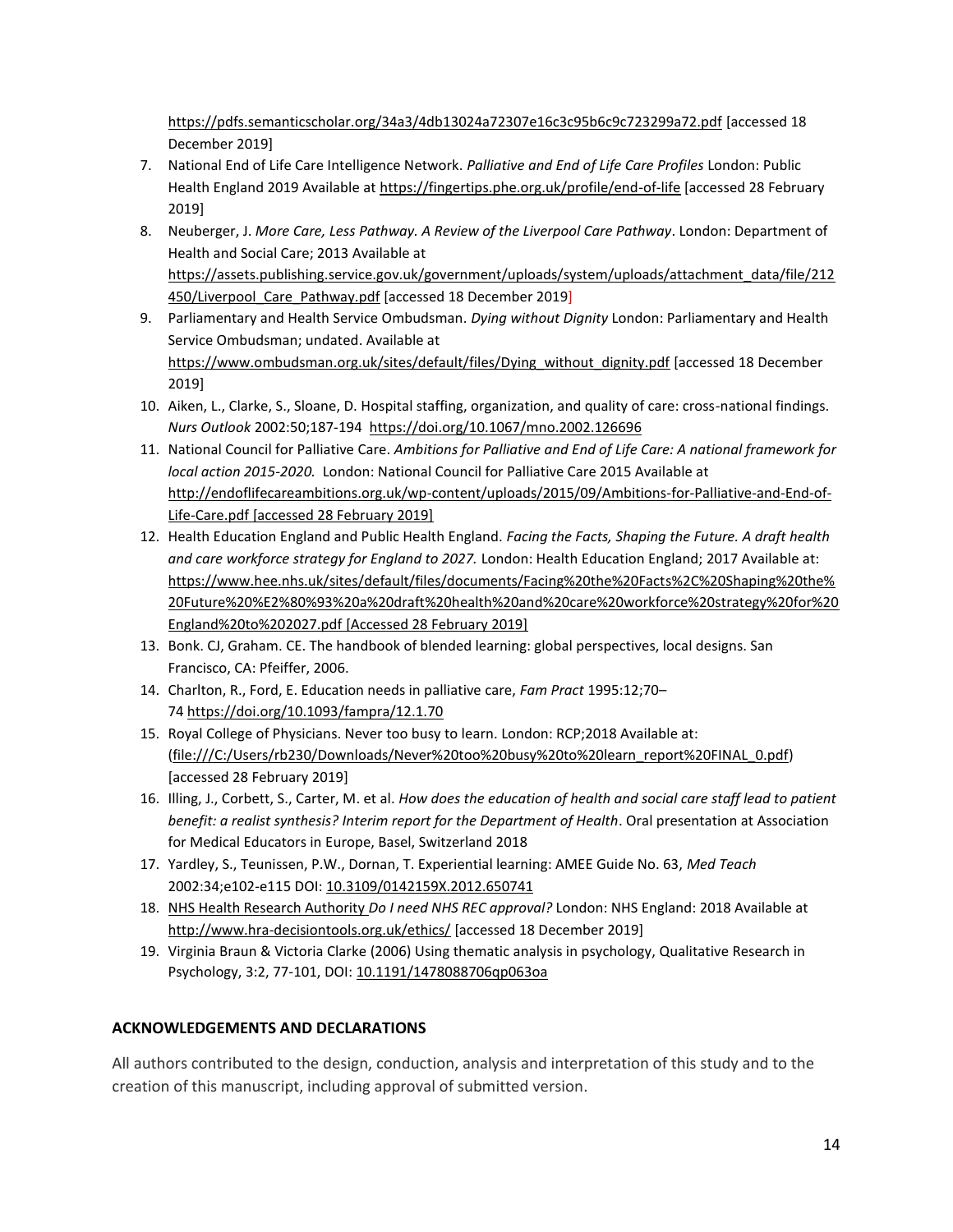https://pdfs.semanticscholar.org/34a3/4db13024a72307e16c3c95b6c9c723299a72.pdf [accessed 18 December 2019]

7. National End of Life Care Intelligence Network. *Palliative and End of Life Care Profiles* London: Public Health England 2019 Available at https://fingertips.phe.org.uk/profile/end-of-life [accessed 28 February 2019]
8. Neuberger, J. *More Care, Less Pathway. A Review of the Liverpool Care Pathway*. London: Department of Health and Social Care; 2013 Available at https://assets.publishing.service.gov.uk/government/uploads/system/uploads/attachment_data/file/212450/Liverpool_Care_Pathway.pdf [accessed 18 December 2019]
9. Parliamentary and Health Service Ombudsman. *Dying without Dignity* London: Parliamentary and Health Service Ombudsman; undated. Available at https://www.ombudsman.org.uk/sites/default/files/Dying_without_dignity.pdf [accessed 18 December 2019]
10. Aiken, L., Clarke, S., Sloane, D. Hospital staffing, organization, and quality of care: cross-national findings. *Nurs Outlook* 2002:50;187-194 https://doi.org/10.1067/mno.2002.126696
11. National Council for Palliative Care. *Ambitions for Palliative and End of Life Care: A national framework for local action 2015-2020.* London: National Council for Palliative Care 2015 Available at http://endoflifecareambitions.org.uk/wp-content/uploads/2015/09/Ambitions-for-Palliative-and-End-of-Life-Care.pdf [accessed 28 February 2019]
12. Health Education England and Public Health England. *Facing the Facts, Shaping the Future. A draft health and care workforce strategy for England to 2027.* London: Health Education England; 2017 Available at: https://www.hee.nhs.uk/sites/default/files/documents/Facing%20the%20Facts%2C%20Shaping%20the%20Future%20%E2%80%93%20a%20draft%20health%20and%20care%20workforce%20strategy%20for%20England%20to%202027.pdf [Accessed 28 February 2019]
13. Bonk. CJ, Graham. CE. The handbook of blended learning: global perspectives, local designs. San Francisco, CA: Pfeiffer, 2006.
14. Charlton, R., Ford, E. Education needs in palliative care, *Fam Pract* 1995:12;70–74 https://doi.org/10.1093/fampra/12.1.70
15. Royal College of Physicians. Never too busy to learn. London: RCP;2018 Available at: (file:///C:/Users/rb230/Downloads/Never%20too%20busy%20to%20learn_report%20FINAL_0.pdf) [accessed 28 February 2019]
16. Illing, J., Corbett, S., Carter, M. et al. *How does the education of health and social care staff lead to patient benefit: a realist synthesis? Interim report for the Department of Health*. Oral presentation at Association for Medical Educators in Europe, Basel, Switzerland 2018
17. Yardley, S., Teunissen, P.W., Dornan, T. Experiential learning: AMEE Guide No. 63, *Med Teach* 2002:34;e102-e115 DOI: 10.3109/0142159X.2012.650741
18. NHS Health Research Authority *Do I need NHS REC approval?* London: NHS England: 2018 Available at http://www.hra-decisiontools.org.uk/ethics/ [accessed 18 December 2019]
19. Virginia Braun & Victoria Clarke (2006) Using thematic analysis in psychology, Qualitative Research in Psychology, 3:2, 77-101, DOI: 10.1191/1478088706qp063oa

## ACKNOWLEDGEMENTS AND DECLARATIONS

All authors contributed to the design, conduction, analysis and interpretation of this study and to the creation of this manuscript, including approval of submitted version.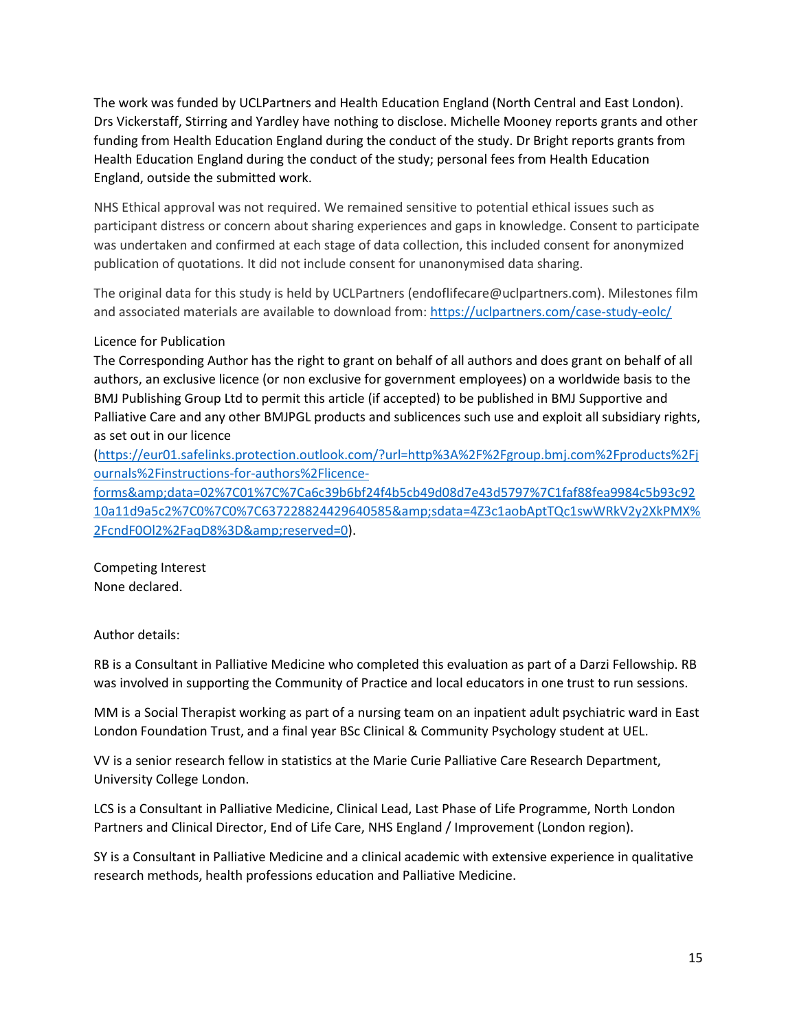The work was funded by UCLPartners and Health Education England (North Central and East London). Drs Vickerstaff, Stirring and Yardley have nothing to disclose. Michelle Mooney reports grants and other funding from Health Education England during the conduct of the study. Dr Bright reports grants from Health Education England during the conduct of the study; personal fees from Health Education England, outside the submitted work.

NHS Ethical approval was not required. We remained sensitive to potential ethical issues such as participant distress or concern about sharing experiences and gaps in knowledge. Consent to participate was undertaken and confirmed at each stage of data collection, this included consent for anonymized publication of quotations. It did not include consent for unanonymised data sharing.

The original data for this study is held by UCLPartners (endoflifecare@uclpartners.com). Milestones film and associated materials are available to download from: https://uclpartners.com/case-study-eolc/

Licence for Publication
The Corresponding Author has the right to grant on behalf of all authors and does grant on behalf of all authors, an exclusive licence (or non exclusive for government employees) on a worldwide basis to the BMJ Publishing Group Ltd to permit this article (if accepted) to be published in BMJ Supportive and Palliative Care and any other BMJPGL products and sublicences such use and exploit all subsidiary rights, as set out in our licence (https://eur01.safelinks.protection.outlook.com/?url=http%3A%2F%2Fgroup.bmj.com%2Fproducts%2Fjournals%2Finstructions-for-authors%2Flicence-forms&amp;data=02%7C01%7C%7Ca6c39b6bf24f4b5cb49d08d7e43d5797%7C1faf88fea9984c5b93c9210a11d9a5c2%7C0%7C0%7C637228824429640585&amp;sdata=4Z3c1aobAptTQc1swWRkV2y2XkPMX%2FcndF0Ol2%2FaqD8%3D&amp;reserved=0).

Competing Interest
None declared.

Author details:

RB is a Consultant in Palliative Medicine who completed this evaluation as part of a Darzi Fellowship. RB was involved in supporting the Community of Practice and local educators in one trust to run sessions.

MM is a Social Therapist working as part of a nursing team on an inpatient adult psychiatric ward in East London Foundation Trust, and a final year BSc Clinical & Community Psychology student at UEL.

VV is a senior research fellow in statistics at the Marie Curie Palliative Care Research Department, University College London.

LCS is a Consultant in Palliative Medicine, Clinical Lead, Last Phase of Life Programme, North London Partners and Clinical Director, End of Life Care, NHS England / Improvement (London region).

SY is a Consultant in Palliative Medicine and a clinical academic with extensive experience in qualitative research methods, health professions education and Palliative Medicine.